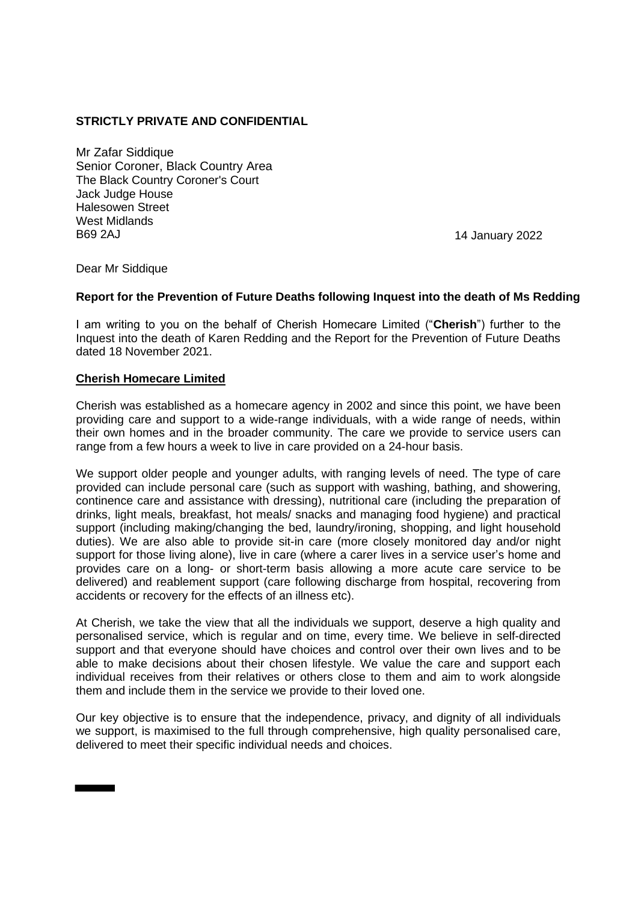**STRICTLY PRIVATE AND CONFIDENTIAL**

Mr Zafar Siddique
Senior Coroner, Black Country Area
The Black Country Coroner's Court
Jack Judge House
Halesowen Street
West Midlands
B69 2AJ

14 January 2022

Dear Mr Siddique

**Report for the Prevention of Future Deaths following Inquest into the death of Ms Redding**

I am writing to you on the behalf of Cherish Homecare Limited ("**Cherish**") further to the Inquest into the death of Karen Redding and the Report for the Prevention of Future Deaths dated 18 November 2021.

**Cherish Homecare Limited**

Cherish was established as a homecare agency in 2002 and since this point, we have been providing care and support to a wide-range individuals, with a wide range of needs, within their own homes and in the broader community. The care we provide to service users can range from a few hours a week to live in care provided on a 24-hour basis.

We support older people and younger adults, with ranging levels of need. The type of care provided can include personal care (such as support with washing, bathing, and showering, continence care and assistance with dressing), nutritional care (including the preparation of drinks, light meals, breakfast, hot meals/ snacks and managing food hygiene) and practical support (including making/changing the bed, laundry/ironing, shopping, and light household duties). We are also able to provide sit-in care (more closely monitored day and/or night support for those living alone), live in care (where a carer lives in a service user's home and provides care on a long- or short-term basis allowing a more acute care service to be delivered) and reablement support (care following discharge from hospital, recovering from accidents or recovery for the effects of an illness etc).

At Cherish, we take the view that all the individuals we support, deserve a high quality and personalised service, which is regular and on time, every time. We believe in self-directed support and that everyone should have choices and control over their own lives and to be able to make decisions about their chosen lifestyle. We value the care and support each individual receives from their relatives or others close to them and aim to work alongside them and include them in the service we provide to their loved one.

Our key objective is to ensure that the independence, privacy, and dignity of all individuals we support, is maximised to the full through comprehensive, high quality personalised care, delivered to meet their specific individual needs and choices.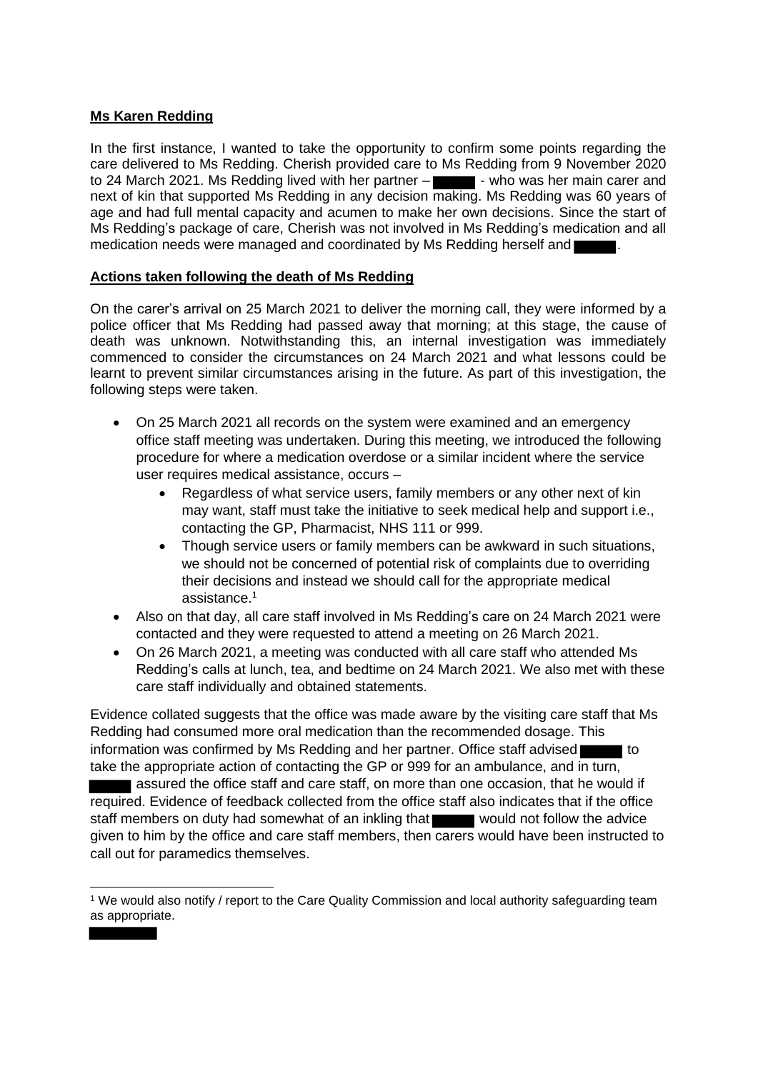**Ms Karen Redding**

In the first instance, I wanted to take the opportunity to confirm some points regarding the care delivered to Ms Redding. Cherish provided care to Ms Redding from 9 November 2020 to 24 March 2021. Ms Redding lived with her partner – ██████ - who was her main carer and next of kin that supported Ms Redding in any decision making. Ms Redding was 60 years of age and had full mental capacity and acumen to make her own decisions. Since the start of Ms Redding's package of care, Cherish was not involved in Ms Redding's medication and all medication needs were managed and coordinated by Ms Redding herself and ██████.

**Actions taken following the death of Ms Redding**

On the carer's arrival on 25 March 2021 to deliver the morning call, they were informed by a police officer that Ms Redding had passed away that morning; at this stage, the cause of death was unknown. Notwithstanding this, an internal investigation was immediately commenced to consider the circumstances on 24 March 2021 and what lessons could be learnt to prevent similar circumstances arising in the future. As part of this investigation, the following steps were taken.

- On 25 March 2021 all records on the system were examined and an emergency office staff meeting was undertaken. During this meeting, we introduced the following procedure for where a medication overdose or a similar incident where the service user requires medical assistance, occurs –
    - Regardless of what service users, family members or any other next of kin may want, staff must take the initiative to seek medical help and support i.e., contacting the GP, Pharmacist, NHS 111 or 999.
    - Though service users or family members can be awkward in such situations, we should not be concerned of potential risk of complaints due to overriding their decisions and instead we should call for the appropriate medical assistance.[1]
- Also on that day, all care staff involved in Ms Redding's care on 24 March 2021 were contacted and they were requested to attend a meeting on 26 March 2021.
- On 26 March 2021, a meeting was conducted with all care staff who attended Ms Redding's calls at lunch, tea, and bedtime on 24 March 2021. We also met with these care staff individually and obtained statements.

Evidence collated suggests that the office was made aware by the visiting care staff that Ms Redding had consumed more oral medication than the recommended dosage. This information was confirmed by Ms Redding and her partner. Office staff advised ██████ to take the appropriate action of contacting the GP or 999 for an ambulance, and in turn, ██████ assured the office staff and care staff, on more than one occasion, that he would if required. Evidence of feedback collected from the office staff also indicates that if the office staff members on duty had somewhat of an inkling that ██████ would not follow the advice given to him by the office and care staff members, then carers would have been instructed to call out for paramedics themselves.

---

[1] We would also notify / report to the Care Quality Commission and local authority safeguarding team as appropriate.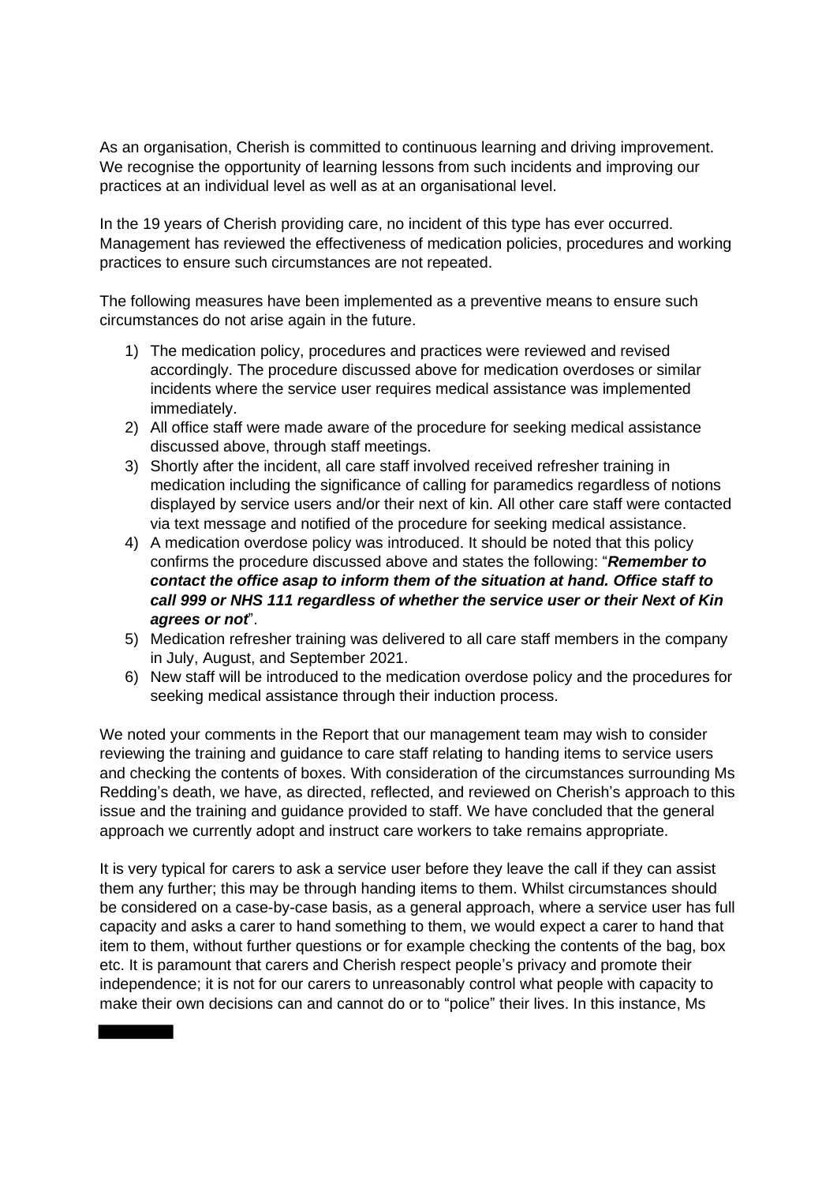As an organisation, Cherish is committed to continuous learning and driving improvement. We recognise the opportunity of learning lessons from such incidents and improving our practices at an individual level as well as at an organisational level.

In the 19 years of Cherish providing care, no incident of this type has ever occurred. Management has reviewed the effectiveness of medication policies, procedures and working practices to ensure such circumstances are not repeated.

The following measures have been implemented as a preventive means to ensure such circumstances do not arise again in the future.

1) The medication policy, procedures and practices were reviewed and revised accordingly. The procedure discussed above for medication overdoses or similar incidents where the service user requires medical assistance was implemented immediately.
2) All office staff were made aware of the procedure for seeking medical assistance discussed above, through staff meetings.
3) Shortly after the incident, all care staff involved received refresher training in medication including the significance of calling for paramedics regardless of notions displayed by service users and/or their next of kin. All other care staff were contacted via text message and notified of the procedure for seeking medical assistance.
4) A medication overdose policy was introduced. It should be noted that this policy confirms the procedure discussed above and states the following: "***Remember to contact the office asap to inform them of the situation at hand. Office staff to call 999 or NHS 111 regardless of whether the service user or their Next of Kin agrees or not***".
5) Medication refresher training was delivered to all care staff members in the company in July, August, and September 2021.
6) New staff will be introduced to the medication overdose policy and the procedures for seeking medical assistance through their induction process.

We noted your comments in the Report that our management team may wish to consider reviewing the training and guidance to care staff relating to handing items to service users and checking the contents of boxes. With consideration of the circumstances surrounding Ms Redding's death, we have, as directed, reflected, and reviewed on Cherish's approach to this issue and the training and guidance provided to staff. We have concluded that the general approach we currently adopt and instruct care workers to take remains appropriate.

It is very typical for carers to ask a service user before they leave the call if they can assist them any further; this may be through handing items to them. Whilst circumstances should be considered on a case-by-case basis, as a general approach, where a service user has full capacity and asks a carer to hand something to them, we would expect a carer to hand that item to them, without further questions or for example checking the contents of the bag, box etc. It is paramount that carers and Cherish respect people's privacy and promote their independence; it is not for our carers to unreasonably control what people with capacity to make their own decisions can and cannot do or to "police" their lives. In this instance, Ms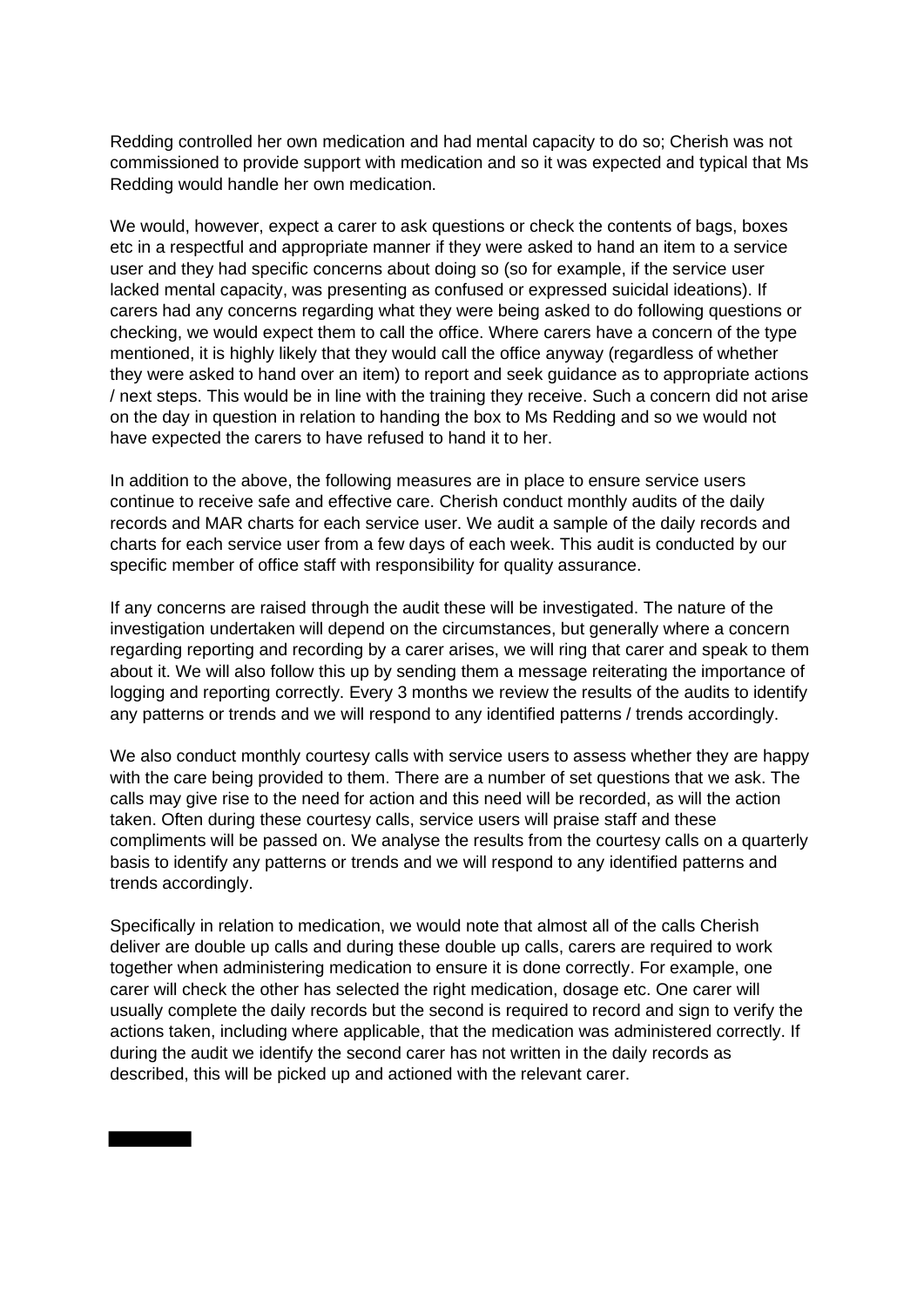Redding controlled her own medication and had mental capacity to do so; Cherish was not commissioned to provide support with medication and so it was expected and typical that Ms Redding would handle her own medication.

We would, however, expect a carer to ask questions or check the contents of bags, boxes etc in a respectful and appropriate manner if they were asked to hand an item to a service user and they had specific concerns about doing so (so for example, if the service user lacked mental capacity, was presenting as confused or expressed suicidal ideations). If carers had any concerns regarding what they were being asked to do following questions or checking, we would expect them to call the office. Where carers have a concern of the type mentioned, it is highly likely that they would call the office anyway (regardless of whether they were asked to hand over an item) to report and seek guidance as to appropriate actions / next steps. This would be in line with the training they receive. Such a concern did not arise on the day in question in relation to handing the box to Ms Redding and so we would not have expected the carers to have refused to hand it to her.

In addition to the above, the following measures are in place to ensure service users continue to receive safe and effective care. Cherish conduct monthly audits of the daily records and MAR charts for each service user. We audit a sample of the daily records and charts for each service user from a few days of each week. This audit is conducted by our specific member of office staff with responsibility for quality assurance.

If any concerns are raised through the audit these will be investigated. The nature of the investigation undertaken will depend on the circumstances, but generally where a concern regarding reporting and recording by a carer arises, we will ring that carer and speak to them about it. We will also follow this up by sending them a message reiterating the importance of logging and reporting correctly. Every 3 months we review the results of the audits to identify any patterns or trends and we will respond to any identified patterns / trends accordingly.

We also conduct monthly courtesy calls with service users to assess whether they are happy with the care being provided to them. There are a number of set questions that we ask. The calls may give rise to the need for action and this need will be recorded, as will the action taken. Often during these courtesy calls, service users will praise staff and these compliments will be passed on. We analyse the results from the courtesy calls on a quarterly basis to identify any patterns or trends and we will respond to any identified patterns and trends accordingly.

Specifically in relation to medication, we would note that almost all of the calls Cherish deliver are double up calls and during these double up calls, carers are required to work together when administering medication to ensure it is done correctly. For example, one carer will check the other has selected the right medication, dosage etc. One carer will usually complete the daily records but the second is required to record and sign to verify the actions taken, including where applicable, that the medication was administered correctly. If during the audit we identify the second carer has not written in the daily records as described, this will be picked up and actioned with the relevant carer.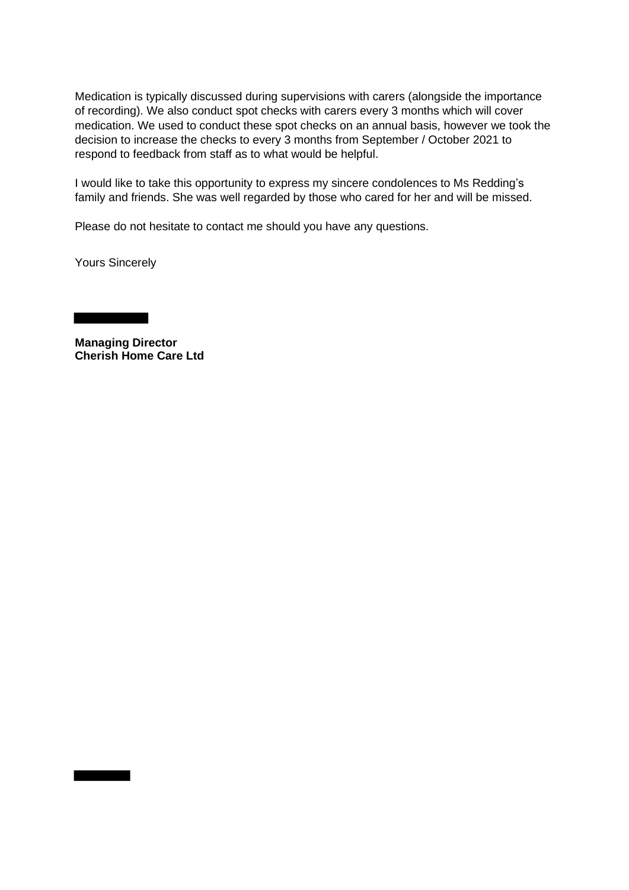Medication is typically discussed during supervisions with carers (alongside the importance of recording). We also conduct spot checks with carers every 3 months which will cover medication. We used to conduct these spot checks on an annual basis, however we took the decision to increase the checks to every 3 months from September / October 2021 to respond to feedback from staff as to what would be helpful.

I would like to take this opportunity to express my sincere condolences to Ms Redding's family and friends. She was well regarded by those who cared for her and will be missed.

Please do not hesitate to contact me should you have any questions.

Yours Sincerely

**Managing Director**
**Cherish Home Care Ltd**